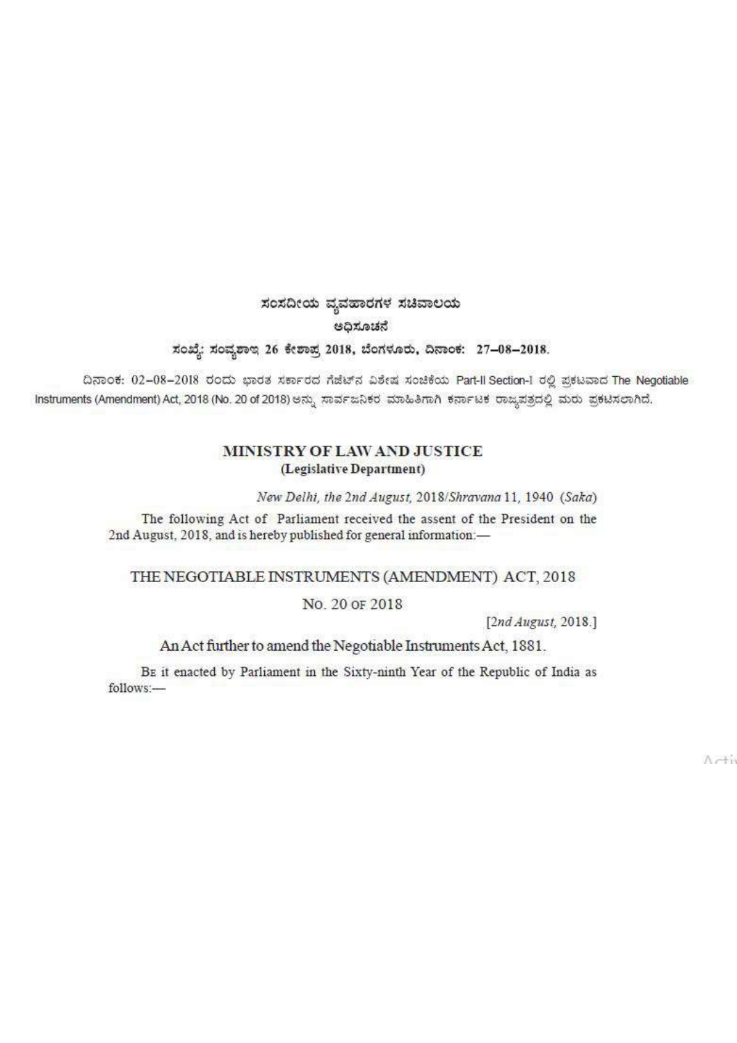ಸಂಸದೀಯ ವ್ಯವಹಾರಗಳ ಸಚಿವಾಲಯ

ಅಧಿಸೂಚನೆ

ಸಂಖ್ಯೆ: ಸಂವ್ಯಶಾಇ 26 ಕೇಶಾಪ್ರ 2018, ಬೆಂಗಳೂರು, ದಿನಾಂಕ: 27–08–2018.

ದಿನಾಂಕ: 02–08–2018 ರಂದು ಭಾರತ ಸರ್ಕಾರದ ಗೆಜೆಟ್‌ನ ವಿಶೇಷ ಸಂಚಿಕೆಯ Part-II Section-I ರಲ್ಲಿ ಪ್ರಕಟವಾದ The Negotiable Instruments (Amendment) Act, 2018 (No. 20 of 2018) ಅನ್ನು ಸಾರ್ವಜನಿಕರ ಮಾಹಿತಿಗಾಗಿ ಕರ್ನಾಟಕ ರಾಜ್ಯಪತ್ರದಲ್ಲಿ ಮರು ಪ್ರಕಟಿಸಲಾಗಿದೆ.

## MINISTRY OF LAW AND JUSTICE
**(Legislative Department)**

*New Delhi, the 2nd August, 2018/Shravana 11, 1940 (Saka)*

The following Act of Parliament received the assent of the President on the 2nd August, 2018, and is hereby published for general information:—

## THE NEGOTIABLE INSTRUMENTS (AMENDMENT) ACT, 2018

NO. 20 OF 2018

[*2nd August,* 2018.]

An Act further to amend the Negotiable Instruments Act, 1881.

BE it enacted by Parliament in the Sixty-ninth Year of the Republic of India as follows:—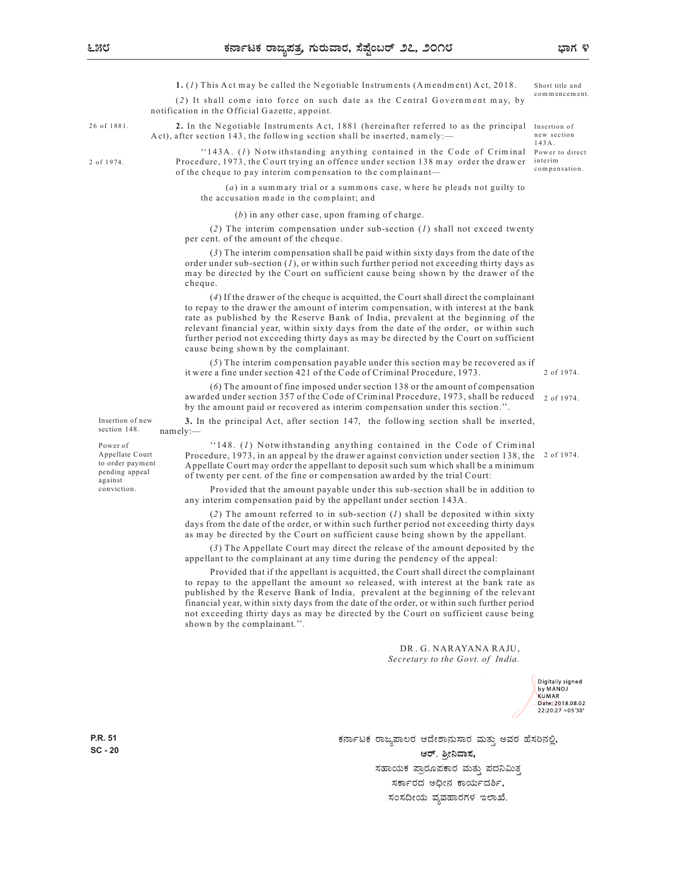**1.** (*1*) This Act may be called the Negotiable Instruments (Amendment) Act, 2018. — Short title and commencement.

(*2*) It shall come into force on such date as the Central Government may, by notification in the Official Gazette, appoint.

**2.** In the Negotiable Instruments Act, 1881 (26 of 1881) (hereinafter referred to as the principal Act), after section 143, the following section shall be inserted, namely:— — Insertion of new section 143A.

"143A. (*1*) Notwithstanding anything contained in the Code of Criminal Procedure, 1973 (2 of 1974), the Court trying an offence under section 138 may order the drawer of the cheque to pay interim compensation to the complainant— — Power to direct interim compensation.

(*a*) in a summary trial or a summons case, where he pleads not guilty to the accusation made in the complaint; and

(*b*) in any other case, upon framing of charge.

(*2*) The interim compensation under sub-section (*1*) shall not exceed twenty per cent. of the amount of the cheque.

(*3*) The interim compensation shall be paid within sixty days from the date of the order under sub-section (*1*), or within such further period not exceeding thirty days as may be directed by the Court on sufficient cause being shown by the drawer of the cheque.

(*4*) If the drawer of the cheque is acquitted, the Court shall direct the complainant to repay to the drawer the amount of interim compensation, with interest at the bank rate as published by the Reserve Bank of India, prevalent at the beginning of the relevant financial year, within sixty days from the date of the order, or within such further period not exceeding thirty days as may be directed by the Court on sufficient cause being shown by the complainant.

(*5*) The interim compensation payable under this section may be recovered as if it were a fine under section 421 of the Code of Criminal Procedure, 1973 (2 of 1974).

(*6*) The amount of fine imposed under section 138 or the amount of compensation awarded under section 357 of the Code of Criminal Procedure, 1973 (2 of 1974), shall be reduced by the amount paid or recovered as interim compensation under this section.".

**3.** In the principal Act, after section 147, the following section shall be inserted, namely:— — Insertion of new section 148.

"148. (*1*) Notwithstanding anything contained in the Code of Criminal Procedure, 1973 (2 of 1974), in an appeal by the drawer against conviction under section 138, the Appellate Court may order the appellant to deposit such sum which shall be a minimum of twenty per cent. of the fine or compensation awarded by the trial Court: — Power of Appellate Court to order payment pending appeal against conviction.

Provided that the amount payable under this sub-section shall be in addition to any interim compensation paid by the appellant under section 143A.

(*2*) The amount referred to in sub-section (*1*) shall be deposited within sixty days from the date of the order, or within such further period not exceeding thirty days as may be directed by the Court on sufficient cause being shown by the appellant.

(*3*) The Appellate Court may direct the release of the amount deposited by the appellant to the complainant at any time during the pendency of the appeal:

Provided that if the appellant is acquitted, the Court shall direct the complainant to repay to the appellant the amount so released, with interest at the bank rate as published by the Reserve Bank of India, prevalent at the beginning of the relevant financial year, within sixty days from the date of the order, or within such further period not exceeding thirty days as may be directed by the Court on sufficient cause being shown by the complainant.".

DR. G. NARAYANA RAJU,
*Secretary to the Govt. of India.*

Digitally signed by MANOJ KUMAR
Date: 2018.08.02 22:20:27 +05'30'

P.R. 51
SC - 20

ಕರ್ನಾಟಕ ರಾಜ್ಯಪಾಲರ ಆದೇಶಾನುಸಾರ ಮತ್ತು ಅವರ ಹೆಸರಿನಲ್ಲಿ,
**ಆರ್. ಶ್ರೀನಿವಾಸ,**
ಸಹಾಯಕ ಪ್ರಾರೂಪಕಾರ ಮತ್ತು ಪದನಿಮಿತ್ತ
ಸರ್ಕಾರದ ಅಧೀನ ಕಾರ್ಯದರ್ಶಿ,
ಸಂಸದೀಯ ವ್ಯವಹಾರಗಳ ಇಲಾಖೆ.